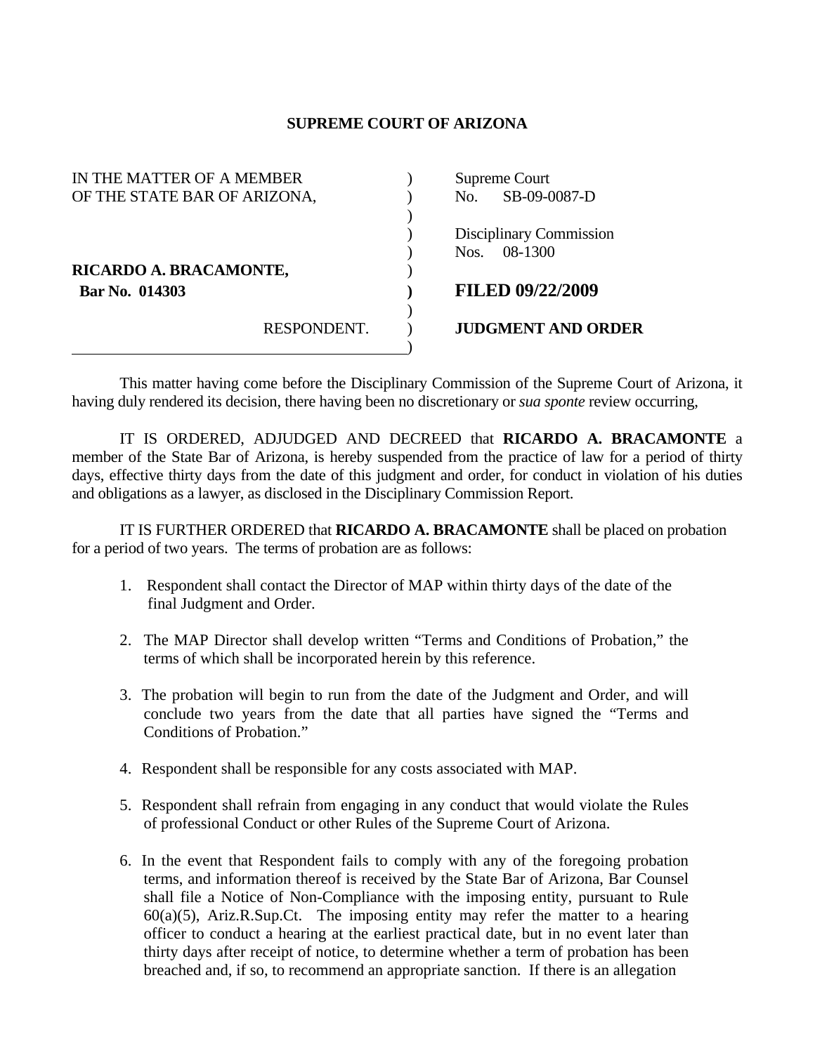**SUPREME COURT OF ARIZONA**

| | |
|---|---|
| IN THE MATTER OF A MEMBER OF THE STATE BAR OF ARIZONA, | Supreme Court No. SB-09-0087-D |
| | Disciplinary Commission Nos. 08-1300 |
| **RICARDO A. BRACAMONTE,** **Bar No. 014303** | **FILED 09/22/2009** |
| RESPONDENT. | **JUDGMENT AND ORDER** |

This matter having come before the Disciplinary Commission of the Supreme Court of Arizona, it having duly rendered its decision, there having been no discretionary or *sua sponte* review occurring,

IT IS ORDERED, ADJUDGED AND DECREED that **RICARDO A. BRACAMONTE** a member of the State Bar of Arizona, is hereby suspended from the practice of law for a period of thirty days, effective thirty days from the date of this judgment and order, for conduct in violation of his duties and obligations as a lawyer, as disclosed in the Disciplinary Commission Report.

IT IS FURTHER ORDERED that **RICARDO A. BRACAMONTE** shall be placed on probation for a period of two years. The terms of probation are as follows:

1. Respondent shall contact the Director of MAP within thirty days of the date of the final Judgment and Order.
2. The MAP Director shall develop written "Terms and Conditions of Probation," the terms of which shall be incorporated herein by this reference.
3. The probation will begin to run from the date of the Judgment and Order, and will conclude two years from the date that all parties have signed the "Terms and Conditions of Probation."
4. Respondent shall be responsible for any costs associated with MAP.
5. Respondent shall refrain from engaging in any conduct that would violate the Rules of professional Conduct or other Rules of the Supreme Court of Arizona.
6. In the event that Respondent fails to comply with any of the foregoing probation terms, and information thereof is received by the State Bar of Arizona, Bar Counsel shall file a Notice of Non-Compliance with the imposing entity, pursuant to Rule 60(a)(5), Ariz.R.Sup.Ct. The imposing entity may refer the matter to a hearing officer to conduct a hearing at the earliest practical date, but in no event later than thirty days after receipt of notice, to determine whether a term of probation has been breached and, if so, to recommend an appropriate sanction. If there is an allegation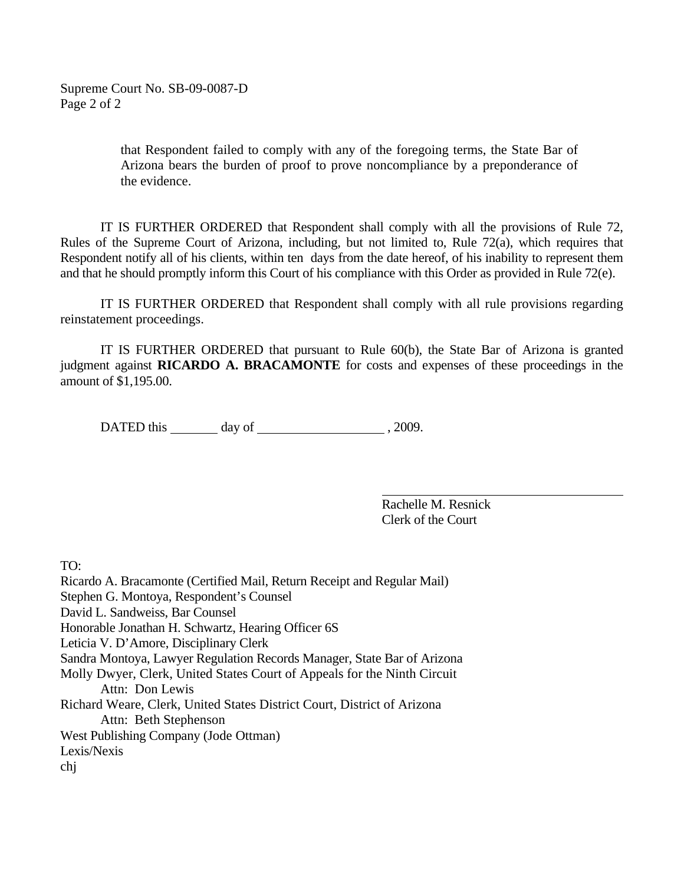that Respondent failed to comply with any of the foregoing terms, the State Bar of Arizona bears the burden of proof to prove noncompliance by a preponderance of the evidence.

IT IS FURTHER ORDERED that Respondent shall comply with all the provisions of Rule 72, Rules of the Supreme Court of Arizona, including, but not limited to, Rule 72(a), which requires that Respondent notify all of his clients, within ten days from the date hereof, of his inability to represent them and that he should promptly inform this Court of his compliance with this Order as provided in Rule 72(e).

IT IS FURTHER ORDERED that Respondent shall comply with all rule provisions regarding reinstatement proceedings.

IT IS FURTHER ORDERED that pursuant to Rule 60(b), the State Bar of Arizona is granted judgment against **RICARDO A. BRACAMONTE** for costs and expenses of these proceedings in the amount of $1,195.00.

DATED this _______ day of __________________ , 2009.

_________________________________
Rachelle M. Resnick
Clerk of the Court

TO:
Ricardo A. Bracamonte (Certified Mail, Return Receipt and Regular Mail)
Stephen G. Montoya, Respondent's Counsel
David L. Sandweiss, Bar Counsel
Honorable Jonathan H. Schwartz, Hearing Officer 6S
Leticia V. D'Amore, Disciplinary Clerk
Sandra Montoya, Lawyer Regulation Records Manager, State Bar of Arizona
Molly Dwyer, Clerk, United States Court of Appeals for the Ninth Circuit
    Attn: Don Lewis
Richard Weare, Clerk, United States District Court, District of Arizona
    Attn: Beth Stephenson
West Publishing Company (Jode Ottman)
Lexis/Nexis
chj